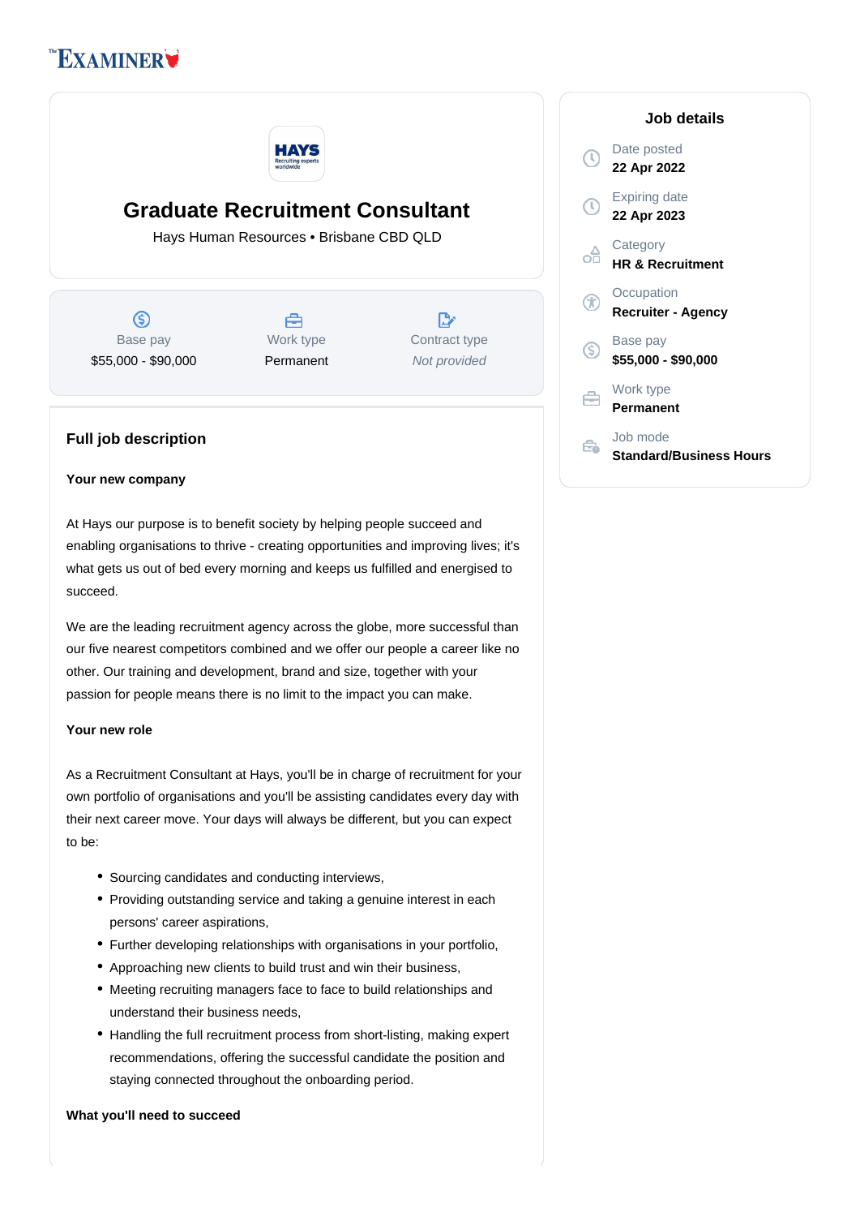# Graduate Recruitment Consultant

Hays Human Resources • Brisbane CBD QLD

| Base pay | Work type | Contract type |
|---|---|---|
| $55,000 - $90,000 | Permanent | *Not provided* |

## Job details

- Date posted: **22 Apr 2022**
- Expiring date: **22 Apr 2023**
- Category: **HR & Recruitment**
- Occupation: **Recruiter - Agency**
- Base pay: **$55,000 - $90,000**
- Work type: **Permanent**
- Job mode: **Standard/Business Hours**

## Full job description

**Your new company**

At Hays our purpose is to benefit society by helping people succeed and enabling organisations to thrive - creating opportunities and improving lives; it's what gets us out of bed every morning and keeps us fulfilled and energised to succeed.

We are the leading recruitment agency across the globe, more successful than our five nearest competitors combined and we offer our people a career like no other. Our training and development, brand and size, together with your passion for people means there is no limit to the impact you can make.

**Your new role**

As a Recruitment Consultant at Hays, you'll be in charge of recruitment for your own portfolio of organisations and you'll be assisting candidates every day with their next career move. Your days will always be different, but you can expect to be:

- Sourcing candidates and conducting interviews,
- Providing outstanding service and taking a genuine interest in each persons' career aspirations,
- Further developing relationships with organisations in your portfolio,
- Approaching new clients to build trust and win their business,
- Meeting recruiting managers face to face to build relationships and understand their business needs,
- Handling the full recruitment process from short-listing, making expert recommendations, offering the successful candidate the position and staying connected throughout the onboarding period.

**What you'll need to succeed**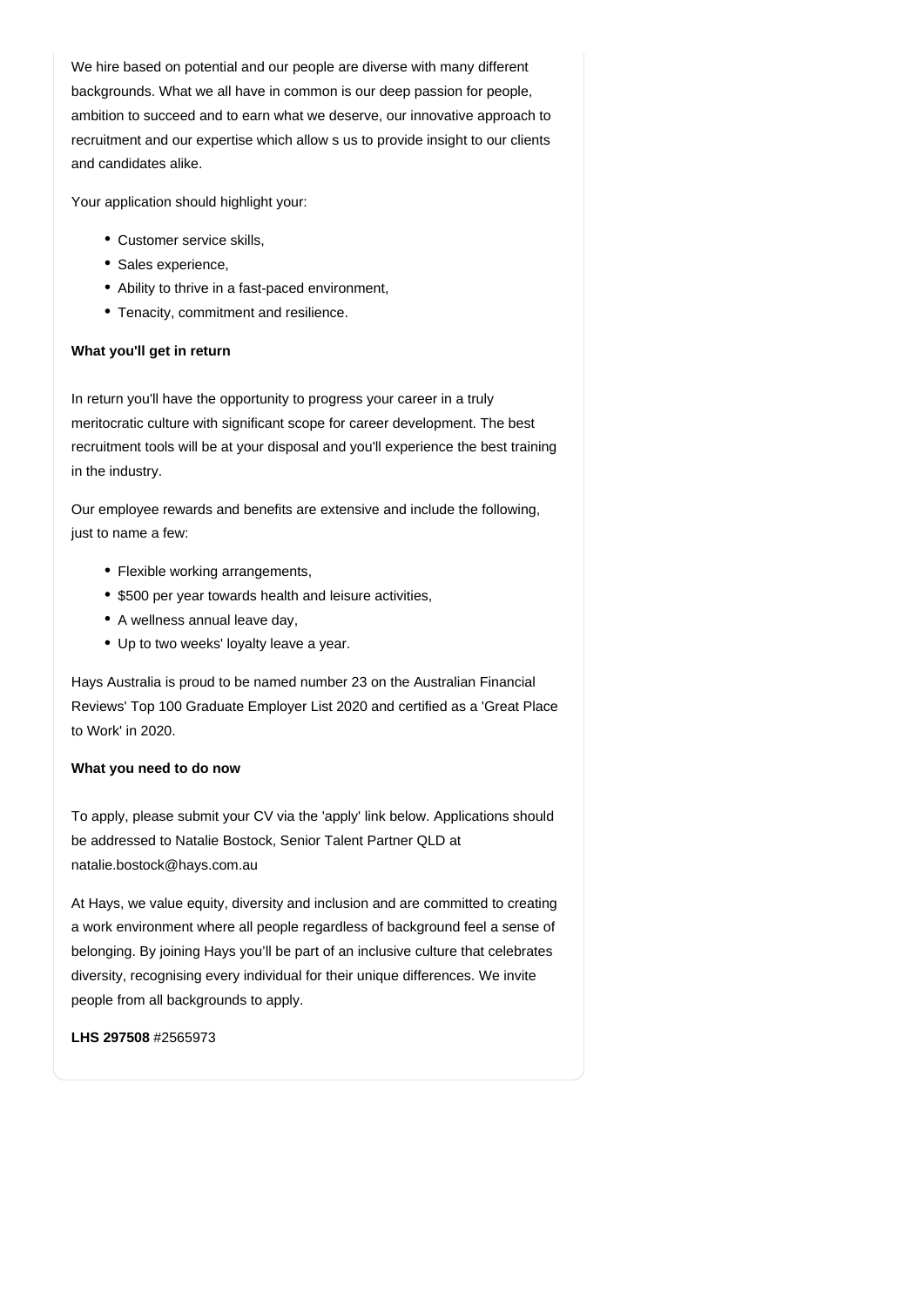We hire based on potential and our people are diverse with many different backgrounds. What we all have in common is our deep passion for people, ambition to succeed and to earn what we deserve, our innovative approach to recruitment and our expertise which allow s us to provide insight to our clients and candidates alike.

Your application should highlight your:

- Customer service skills,
- Sales experience,
- Ability to thrive in a fast-paced environment,
- Tenacity, commitment and resilience.

**What you'll get in return**

In return you'll have the opportunity to progress your career in a truly meritocratic culture with significant scope for career development. The best recruitment tools will be at your disposal and you'll experience the best training in the industry.

Our employee rewards and benefits are extensive and include the following, just to name a few:

- Flexible working arrangements,
- $500 per year towards health and leisure activities,
- A wellness annual leave day,
- Up to two weeks' loyalty leave a year.

Hays Australia is proud to be named number 23 on the Australian Financial Reviews' Top 100 Graduate Employer List 2020 and certified as a 'Great Place to Work' in 2020.

**What you need to do now**

To apply, please submit your CV via the 'apply' link below. Applications should be addressed to Natalie Bostock, Senior Talent Partner QLD at natalie.bostock@hays.com.au

At Hays, we value equity, diversity and inclusion and are committed to creating a work environment where all people regardless of background feel a sense of belonging. By joining Hays you'll be part of an inclusive culture that celebrates diversity, recognising every individual for their unique differences. We invite people from all backgrounds to apply.

**LHS 297508** #2565973